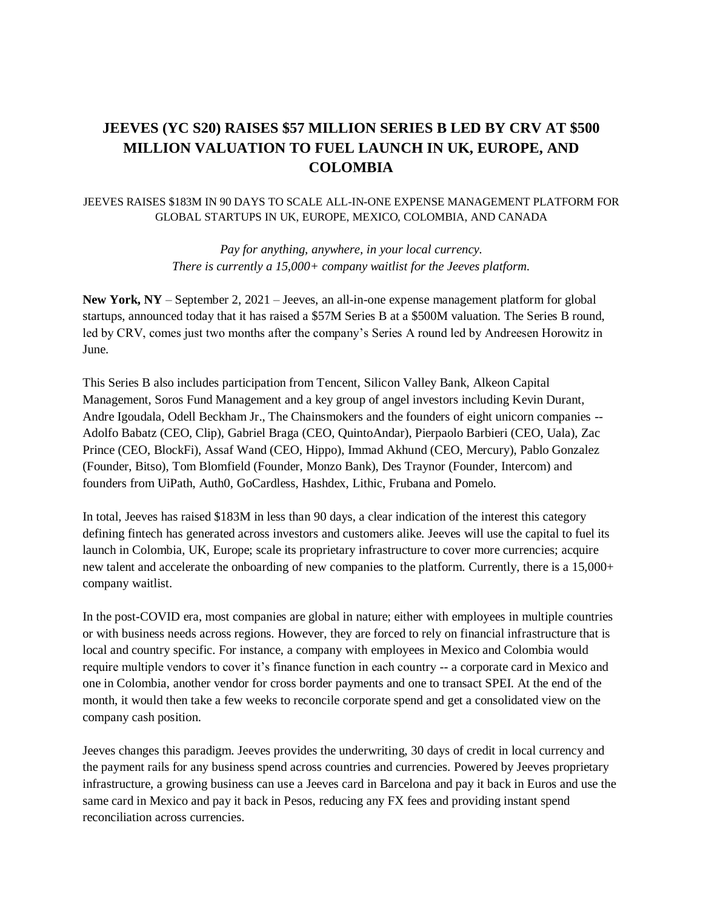# JEEVES (YC S20) RAISES $57 MILLION SERIES B LED BY CRV AT $500 MILLION VALUATION TO FUEL LAUNCH IN UK, EUROPE, AND COLOMBIA

JEEVES RAISES $183M IN 90 DAYS TO SCALE ALL-IN-ONE EXPENSE MANAGEMENT PLATFORM FOR GLOBAL STARTUPS IN UK, EUROPE, MEXICO, COLOMBIA, AND CANADA

*Pay for anything, anywhere, in your local currency.*
*There is currently a 15,000+ company waitlist for the Jeeves platform.*

**New York, NY** – September 2, 2021 – Jeeves, an all-in-one expense management platform for global startups, announced today that it has raised a $57M Series B at a $500M valuation. The Series B round, led by CRV, comes just two months after the company's Series A round led by Andreesen Horowitz in June.

This Series B also includes participation from Tencent, Silicon Valley Bank, Alkeon Capital Management, Soros Fund Management and a key group of angel investors including Kevin Durant, Andre Igoudala, Odell Beckham Jr., The Chainsmokers and the founders of eight unicorn companies -- Adolfo Babatz (CEO, Clip), Gabriel Braga (CEO, QuintoAndar), Pierpaolo Barbieri (CEO, Uala), Zac Prince (CEO, BlockFi), Assaf Wand (CEO, Hippo), Immad Akhund (CEO, Mercury), Pablo Gonzalez (Founder, Bitso), Tom Blomfield (Founder, Monzo Bank), Des Traynor (Founder, Intercom) and founders from UiPath, Auth0, GoCardless, Hashdex, Lithic, Frubana and Pomelo.

In total, Jeeves has raised $183M in less than 90 days, a clear indication of the interest this category defining fintech has generated across investors and customers alike. Jeeves will use the capital to fuel its launch in Colombia, UK, Europe; scale its proprietary infrastructure to cover more currencies; acquire new talent and accelerate the onboarding of new companies to the platform. Currently, there is a 15,000+ company waitlist.

In the post-COVID era, most companies are global in nature; either with employees in multiple countries or with business needs across regions. However, they are forced to rely on financial infrastructure that is local and country specific. For instance, a company with employees in Mexico and Colombia would require multiple vendors to cover it's finance function in each country -- a corporate card in Mexico and one in Colombia, another vendor for cross border payments and one to transact SPEI. At the end of the month, it would then take a few weeks to reconcile corporate spend and get a consolidated view on the company cash position.

Jeeves changes this paradigm. Jeeves provides the underwriting, 30 days of credit in local currency and the payment rails for any business spend across countries and currencies. Powered by Jeeves proprietary infrastructure, a growing business can use a Jeeves card in Barcelona and pay it back in Euros and use the same card in Mexico and pay it back in Pesos, reducing any FX fees and providing instant spend reconciliation across currencies.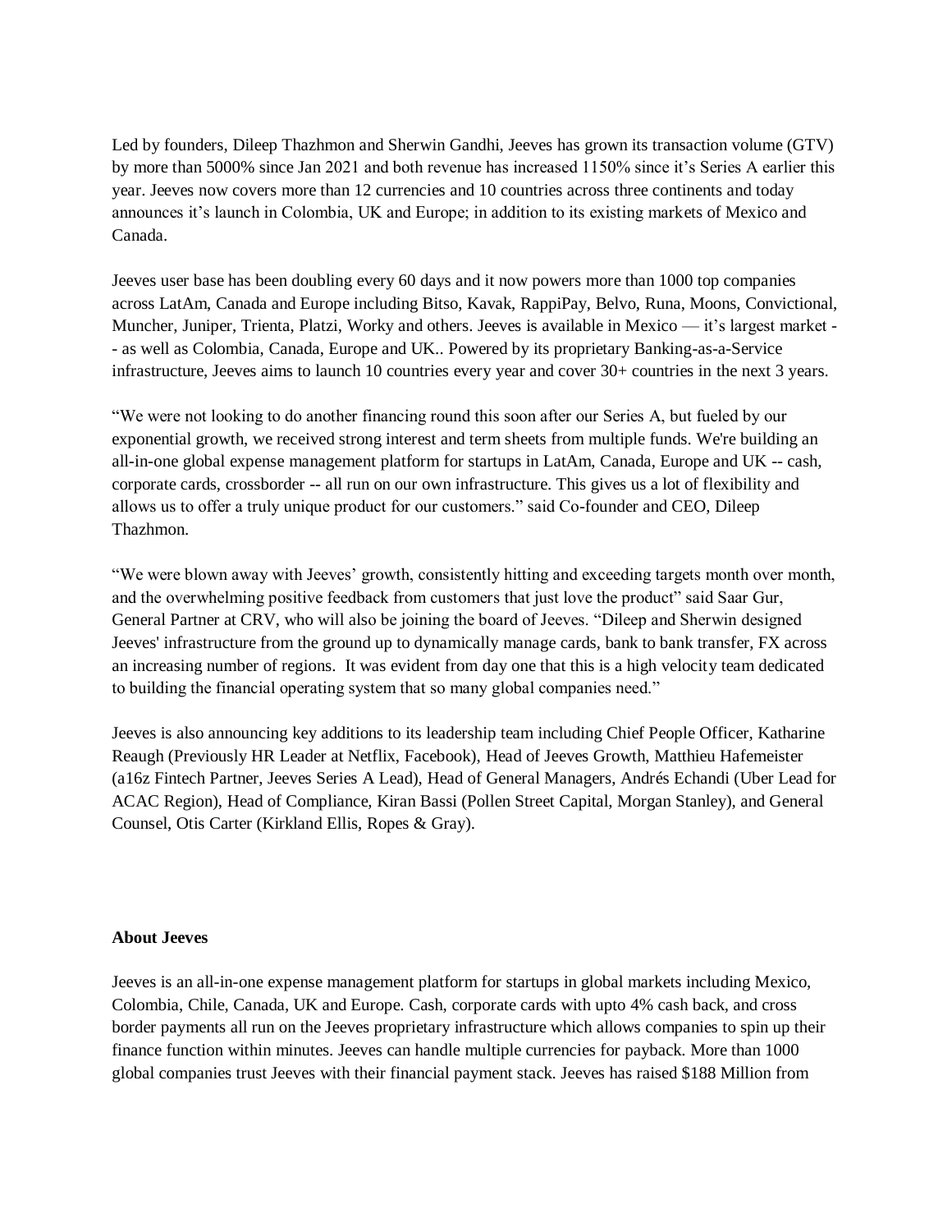Led by founders, Dileep Thazhmon and Sherwin Gandhi, Jeeves has grown its transaction volume (GTV) by more than 5000% since Jan 2021 and both revenue has increased 1150% since it's Series A earlier this year. Jeeves now covers more than 12 currencies and 10 countries across three continents and today announces it's launch in Colombia, UK and Europe; in addition to its existing markets of Mexico and Canada.

Jeeves user base has been doubling every 60 days and it now powers more than 1000 top companies across LatAm, Canada and Europe including Bitso, Kavak, RappiPay, Belvo, Runa, Moons, Convictional, Muncher, Juniper, Trienta, Platzi, Worky and others. Jeeves is available in Mexico — it's largest market -- as well as Colombia, Canada, Europe and UK.. Powered by its proprietary Banking-as-a-Service infrastructure, Jeeves aims to launch 10 countries every year and cover 30+ countries in the next 3 years.

"We were not looking to do another financing round this soon after our Series A, but fueled by our exponential growth, we received strong interest and term sheets from multiple funds. We're building an all-in-one global expense management platform for startups in LatAm, Canada, Europe and UK -- cash, corporate cards, crossborder -- all run on our own infrastructure. This gives us a lot of flexibility and allows us to offer a truly unique product for our customers." said Co-founder and CEO, Dileep Thazhmon.

"We were blown away with Jeeves' growth, consistently hitting and exceeding targets month over month, and the overwhelming positive feedback from customers that just love the product" said Saar Gur, General Partner at CRV, who will also be joining the board of Jeeves. "Dileep and Sherwin designed Jeeves' infrastructure from the ground up to dynamically manage cards, bank to bank transfer, FX across an increasing number of regions. It was evident from day one that this is a high velocity team dedicated to building the financial operating system that so many global companies need."

Jeeves is also announcing key additions to its leadership team including Chief People Officer, Katharine Reaugh (Previously HR Leader at Netflix, Facebook), Head of Jeeves Growth, Matthieu Hafemeister (a16z Fintech Partner, Jeeves Series A Lead), Head of General Managers, Andrés Echandi (Uber Lead for ACAC Region), Head of Compliance, Kiran Bassi (Pollen Street Capital, Morgan Stanley), and General Counsel, Otis Carter (Kirkland Ellis, Ropes & Gray).

**About Jeeves**

Jeeves is an all-in-one expense management platform for startups in global markets including Mexico, Colombia, Chile, Canada, UK and Europe. Cash, corporate cards with upto 4% cash back, and cross border payments all run on the Jeeves proprietary infrastructure which allows companies to spin up their finance function within minutes. Jeeves can handle multiple currencies for payback. More than 1000 global companies trust Jeeves with their financial payment stack. Jeeves has raised $188 Million from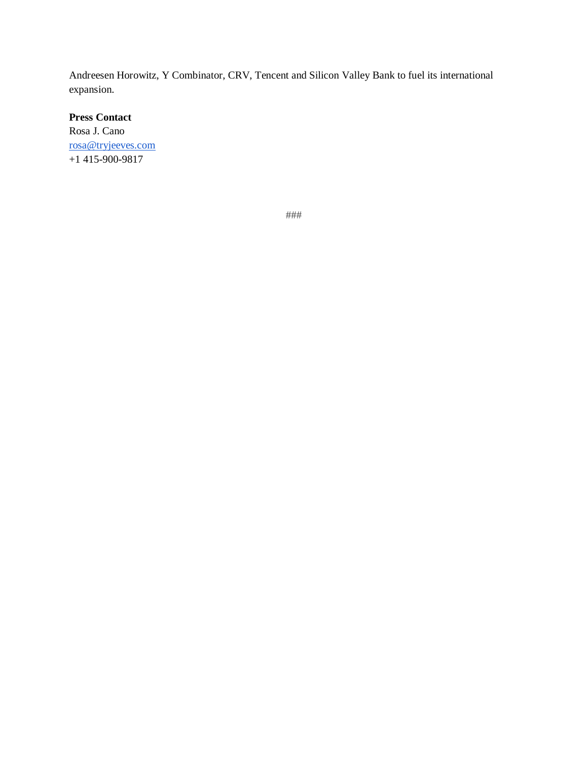Andreesen Horowitz, Y Combinator, CRV, Tencent and Silicon Valley Bank to fuel its international expansion.

**Press Contact**
Rosa J. Cano
rosa@tryjeeves.com
+1 415-900-9817

###